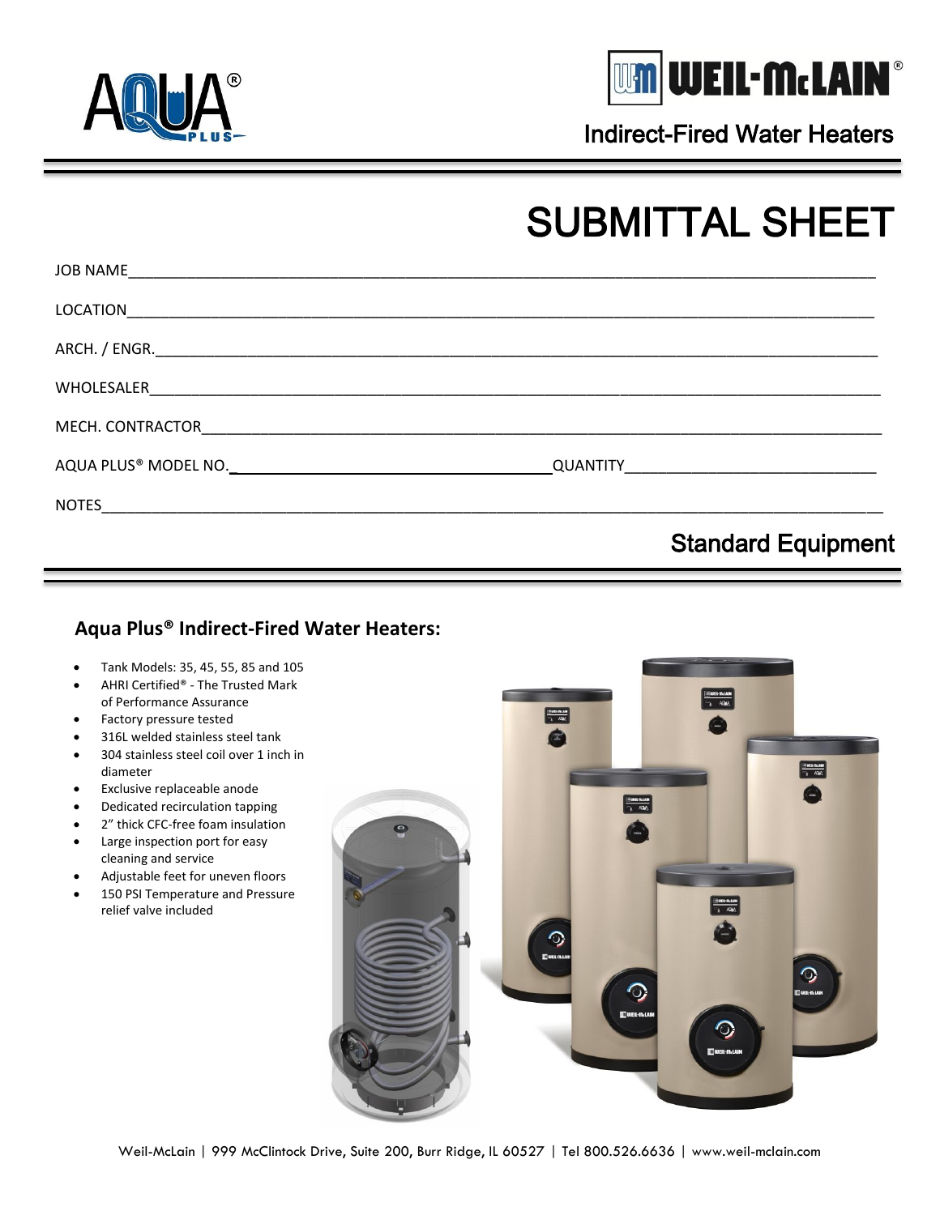Indirect-Fired Water Heaters

# SUBMITTAL SHEET

JOB NAME\_\_\_\_\_\_\_\_\_\_\_\_\_\_\_\_\_\_\_\_\_\_\_\_\_\_\_\_\_\_\_\_\_\_\_\_\_\_\_\_\_\_\_\_\_\_\_\_\_\_\_\_\_\_\_\_\_\_\_\_\_\_\_\_

LOCATION\_\_\_\_\_\_\_\_\_\_\_\_\_\_\_\_\_\_\_\_\_\_\_\_\_\_\_\_\_\_\_\_\_\_\_\_\_\_\_\_\_\_\_\_\_\_\_\_\_\_\_\_\_\_\_\_\_\_\_\_\_\_\_\_

ARCH. / ENGR.\_\_\_\_\_\_\_\_\_\_\_\_\_\_\_\_\_\_\_\_\_\_\_\_\_\_\_\_\_\_\_\_\_\_\_\_\_\_\_\_\_\_\_\_\_\_\_\_\_\_\_\_\_\_\_\_\_\_\_\_\_

WHOLESALER\_\_\_\_\_\_\_\_\_\_\_\_\_\_\_\_\_\_\_\_\_\_\_\_\_\_\_\_\_\_\_\_\_\_\_\_\_\_\_\_\_\_\_\_\_\_\_\_\_\_\_\_\_\_\_\_\_\_\_\_\_\_

MECH. CONTRACTOR\_\_\_\_\_\_\_\_\_\_\_\_\_\_\_\_\_\_\_\_\_\_\_\_\_\_\_\_\_\_\_\_\_\_\_\_\_\_\_\_\_\_\_\_\_\_\_\_\_\_\_\_\_\_\_\_\_\_

AQUA PLUS® MODEL NO.\_\_\_\_\_\_\_\_\_\_\_\_\_\_\_\_\_\_\_\_\_\_\_\_\_\_\_\_ QUANTITY\_\_\_\_\_\_\_\_\_\_\_\_\_\_\_\_\_\_\_\_\_

NOTES\_\_\_\_\_\_\_\_\_\_\_\_\_\_\_\_\_\_\_\_\_\_\_\_\_\_\_\_\_\_\_\_\_\_\_\_\_\_\_\_\_\_\_\_\_\_\_\_\_\_\_\_\_\_\_\_\_\_\_\_\_\_\_\_\_\_\_

## Standard Equipment

### Aqua Plus® Indirect-Fired Water Heaters:

- Tank Models: 35, 45, 55, 85 and 105
- AHRI Certified® - The Trusted Mark of Performance Assurance
- Factory pressure tested
- 316L welded stainless steel tank
- 304 stainless steel coil over 1 inch in diameter
- Exclusive replaceable anode
- Dedicated recirculation tapping
- 2" thick CFC-free foam insulation
- Large inspection port for easy cleaning and service
- Adjustable feet for uneven floors
- 150 PSI Temperature and Pressure relief valve included

Weil-McLain | 999 McClintock Drive, Suite 200, Burr Ridge, IL 60527 | Tel 800.526.6636 | www.weil-mclain.com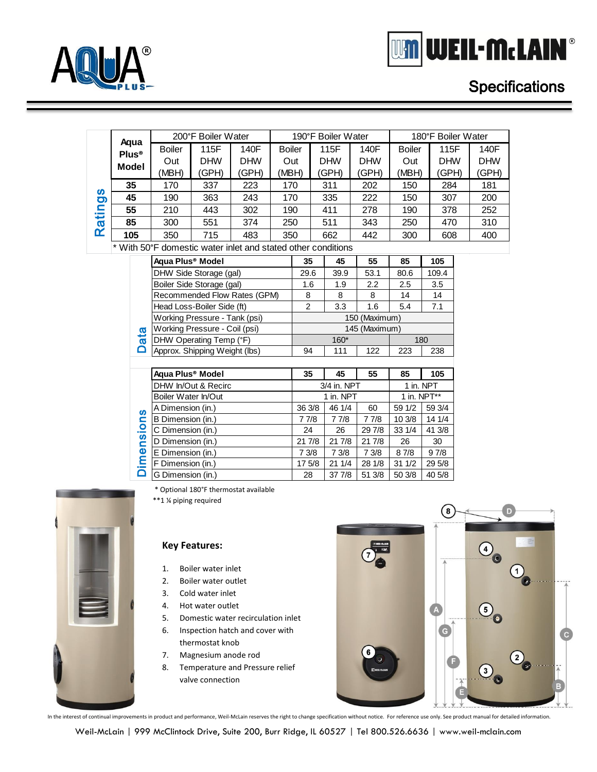# Specifications

## Ratings

| Aqua Plus® Model | 200°F Boiler Water | | | 190°F Boiler Water | | | 180°F Boiler Water | | |
|---|---|---|---|---|---|---|---|---|---|
| | Boiler Out (MBH) | 115F DHW (GPH) | 140F DHW (GPH) | Boiler Out (MBH) | 115F DHW (GPH) | 140F DHW (GPH) | Boiler Out (MBH) | 115F DHW (GPH) | 140F DHW (GPH) |
| 35 | 170 | 337 | 223 | 170 | 311 | 202 | 150 | 284 | 181 |
| 45 | 190 | 363 | 243 | 170 | 335 | 222 | 150 | 307 | 200 |
| 55 | 210 | 443 | 302 | 190 | 411 | 278 | 190 | 378 | 252 |
| 85 | 300 | 551 | 374 | 250 | 511 | 343 | 250 | 470 | 310 |
| 105 | 350 | 715 | 483 | 350 | 662 | 442 | 300 | 608 | 400 |

* With 50°F domestic water inlet and stated other conditions

## Data

| Aqua Plus® Model | 35 | 45 | 55 | 85 | 105 |
|---|---|---|---|---|---|
| DHW Side Storage (gal) | 29.6 | 39.9 | 53.1 | 80.6 | 109.4 |
| Boiler Side Storage (gal) | 1.6 | 1.9 | 2.2 | 2.5 | 3.5 |
| Recommended Flow Rates (GPM) | 8 | 8 | 8 | 14 | 14 |
| Head Loss-Boiler Side (ft) | 2 | 3.3 | 1.6 | 5.4 | 7.1 |
| Working Pressure - Tank (psi) | 150 (Maximum) | | | | |
| Working Pressure - Coil (psi) | 145 (Maximum) | | | | |
| DHW Operating Temp (°F) | 160* | | | 180 | |
| Approx. Shipping Weight (lbs) | 94 | 111 | 122 | 223 | 238 |

## Dimensions

| Aqua Plus® Model | 35 | 45 | 55 | 85 | 105 |
|---|---|---|---|---|---|
| DHW In/Out & Recirc | 3/4 in. NPT | | | 1 in. NPT | |
| Boiler Water In/Out | 1 in. NPT | | | 1 in. NPT** | |
| A Dimension (in.) | 36 3/8 | 46 1/4 | 60 | 59 1/2 | 59 3/4 |
| B Dimension (in.) | 7 7/8 | 7 7/8 | 7 7/8 | 10 3/8 | 14 1/4 |
| C Dimension (in.) | 24 | 26 | 29 7/8 | 33 1/4 | 41 3/8 |
| D Dimension (in.) | 21 7/8 | 21 7/8 | 21 7/8 | 26 | 30 |
| E Dimension (in.) | 7 3/8 | 7 3/8 | 7 3/8 | 8 7/8 | 9 7/8 |
| F Dimension (in.) | 17 5/8 | 21 1/4 | 28 1/8 | 31 1/2 | 29 5/8 |
| G Dimension (in.) | 28 | 37 7/8 | 51 3/8 | 50 3/8 | 40 5/8 |

* Optional 180°F thermostat available
**1 ¼ piping required

### Key Features:

1. Boiler water inlet
2. Boiler water outlet
3. Cold water inlet
4. Hot water outlet
5. Domestic water recirculation inlet
6. Inspection hatch and cover with thermostat knob
7. Magnesium anode rod
8. Temperature and Pressure relief valve connection

In the interest of continual improvements in product and performance, Weil-McLain reserves the right to change specification without notice. For reference use only. See product manual for detailed information.

Weil-McLain | 999 McClintock Drive, Suite 200, Burr Ridge, IL 60527 | Tel 800.526.6636 | www.weil-mclain.com